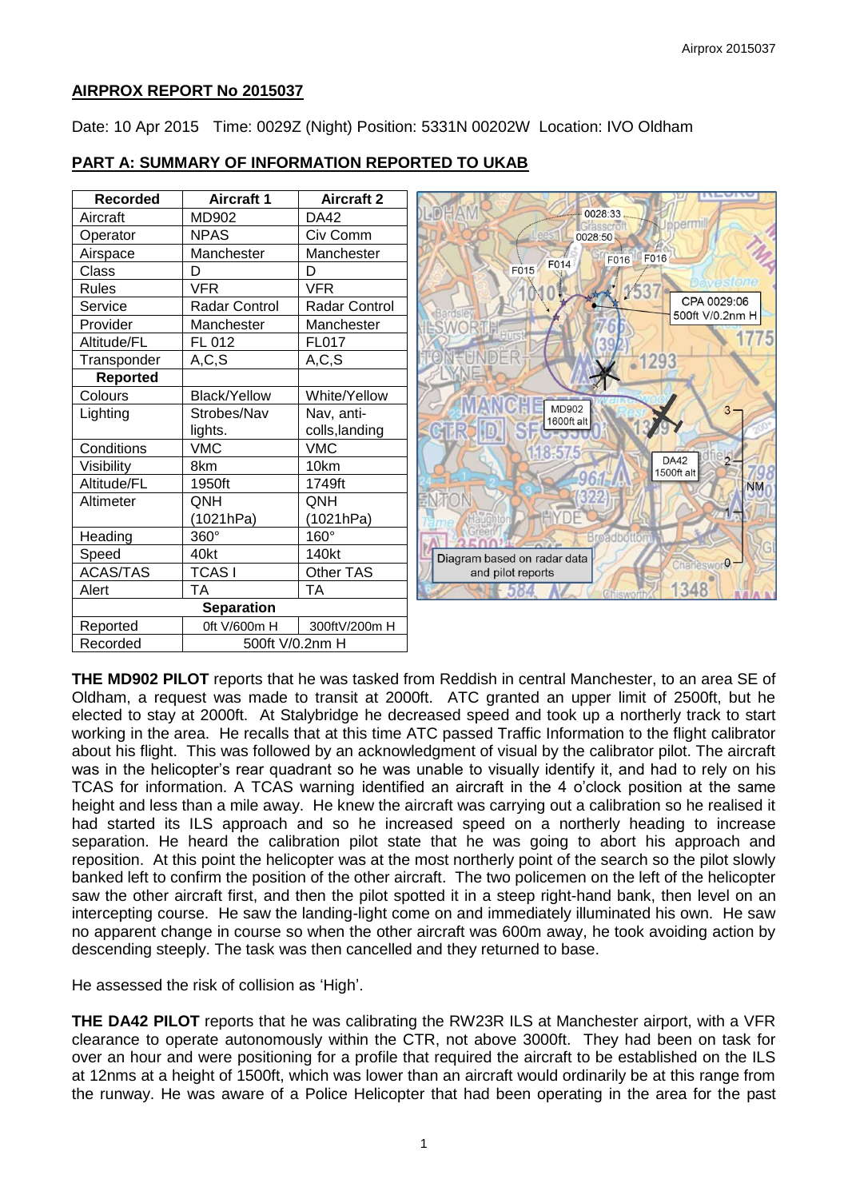## AIRPROX REPORT No 2015037

Date: 10 Apr 2015 Time: 0029Z (Night) Position: 5331N 00202W Location: IVO Oldham

## PART A: SUMMARY OF INFORMATION REPORTED TO UKAB

| Recorded | Aircraft 1 | Aircraft 2 |
|---|---|---|
| Aircraft | MD902 | DA42 |
| Operator | NPAS | Civ Comm |
| Airspace | Manchester | Manchester |
| Class | D | D |
| Rules | VFR | VFR |
| Service | Radar Control | Radar Control |
| Provider | Manchester | Manchester |
| Altitude/FL | FL 012 | FL017 |
| Transponder | A,C,S | A,C,S |
| **Reported** | | |
| Colours | Black/Yellow | White/Yellow |
| Lighting | Strobes/Nav lights. | Nav, anti-colls,landing |
| Conditions | VMC | VMC |
| Visibility | 8km | 10km |
| Altitude/FL | 1950ft | 1749ft |
| Altimeter | QNH (1021hPa) | QNH (1021hPa) |
| Heading | 360° | 160° |
| Speed | 40kt | 140kt |
| ACAS/TAS | TCAS I | Other TAS |
| Alert | TA | TA |
| **Separation** | | |
| Reported | 0ft V/600m H | 300ftV/200m H |
| Recorded | 500ft V/0.2nm H | |

Diagram based on radar data and pilot reports

**THE MD902 PILOT** reports that he was tasked from Reddish in central Manchester, to an area SE of Oldham, a request was made to transit at 2000ft. ATC granted an upper limit of 2500ft, but he elected to stay at 2000ft. At Stalybridge he decreased speed and took up a northerly track to start working in the area. He recalls that at this time ATC passed Traffic Information to the flight calibrator about his flight. This was followed by an acknowledgment of visual by the calibrator pilot. The aircraft was in the helicopter's rear quadrant so he was unable to visually identify it, and had to rely on his TCAS for information. A TCAS warning identified an aircraft in the 4 o'clock position at the same height and less than a mile away. He knew the aircraft was carrying out a calibration so he realised it had started its ILS approach and so he increased speed on a northerly heading to increase separation. He heard the calibration pilot state that he was going to abort his approach and reposition. At this point the helicopter was at the most northerly point of the search so the pilot slowly banked left to confirm the position of the other aircraft. The two policemen on the left of the helicopter saw the other aircraft first, and then the pilot spotted it in a steep right-hand bank, then level on an intercepting course. He saw the landing-light come on and immediately illuminated his own. He saw no apparent change in course so when the other aircraft was 600m away, he took avoiding action by descending steeply. The task was then cancelled and they returned to base.

He assessed the risk of collision as 'High'.

**THE DA42 PILOT** reports that he was calibrating the RW23R ILS at Manchester airport, with a VFR clearance to operate autonomously within the CTR, not above 3000ft. They had been on task for over an hour and were positioning for a profile that required the aircraft to be established on the ILS at 12nms at a height of 1500ft, which was lower than an aircraft would ordinarily be at this range from the runway. He was aware of a Police Helicopter that had been operating in the area for the past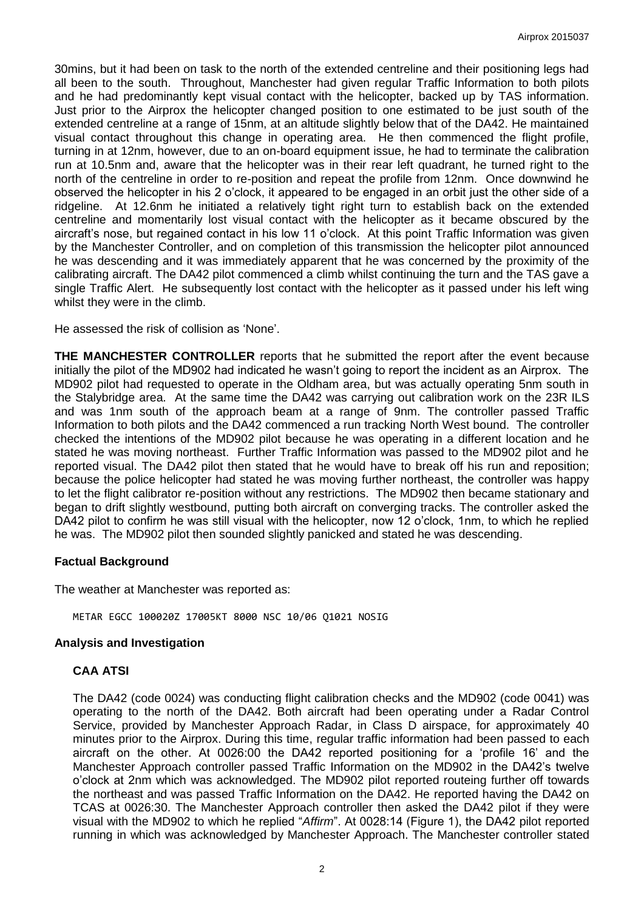30mins, but it had been on task to the north of the extended centreline and their positioning legs had all been to the south. Throughout, Manchester had given regular Traffic Information to both pilots and he had predominantly kept visual contact with the helicopter, backed up by TAS information. Just prior to the Airprox the helicopter changed position to one estimated to be just south of the extended centreline at a range of 15nm, at an altitude slightly below that of the DA42. He maintained visual contact throughout this change in operating area. He then commenced the flight profile, turning in at 12nm, however, due to an on-board equipment issue, he had to terminate the calibration run at 10.5nm and, aware that the helicopter was in their rear left quadrant, he turned right to the north of the centreline in order to re-position and repeat the profile from 12nm. Once downwind he observed the helicopter in his 2 o'clock, it appeared to be engaged in an orbit just the other side of a ridgeline. At 12.6nm he initiated a relatively tight right turn to establish back on the extended centreline and momentarily lost visual contact with the helicopter as it became obscured by the aircraft's nose, but regained contact in his low 11 o'clock. At this point Traffic Information was given by the Manchester Controller, and on completion of this transmission the helicopter pilot announced he was descending and it was immediately apparent that he was concerned by the proximity of the calibrating aircraft. The DA42 pilot commenced a climb whilst continuing the turn and the TAS gave a single Traffic Alert. He subsequently lost contact with the helicopter as it passed under his left wing whilst they were in the climb.

He assessed the risk of collision as 'None'.

**THE MANCHESTER CONTROLLER** reports that he submitted the report after the event because initially the pilot of the MD902 had indicated he wasn't going to report the incident as an Airprox. The MD902 pilot had requested to operate in the Oldham area, but was actually operating 5nm south in the Stalybridge area. At the same time the DA42 was carrying out calibration work on the 23R ILS and was 1nm south of the approach beam at a range of 9nm. The controller passed Traffic Information to both pilots and the DA42 commenced a run tracking North West bound. The controller checked the intentions of the MD902 pilot because he was operating in a different location and he stated he was moving northeast. Further Traffic Information was passed to the MD902 pilot and he reported visual. The DA42 pilot then stated that he would have to break off his run and reposition; because the police helicopter had stated he was moving further northeast, the controller was happy to let the flight calibrator re-position without any restrictions. The MD902 then became stationary and began to drift slightly westbound, putting both aircraft on converging tracks. The controller asked the DA42 pilot to confirm he was still visual with the helicopter, now 12 o'clock, 1nm, to which he replied he was. The MD902 pilot then sounded slightly panicked and stated he was descending.

## Factual Background

The weather at Manchester was reported as:

```
METAR EGCC 100020Z 17005KT 8000 NSC 10/06 Q1021 NOSIG
```

## Analysis and Investigation

### CAA ATSI

The DA42 (code 0024) was conducting flight calibration checks and the MD902 (code 0041) was operating to the north of the DA42. Both aircraft had been operating under a Radar Control Service, provided by Manchester Approach Radar, in Class D airspace, for approximately 40 minutes prior to the Airprox. During this time, regular traffic information had been passed to each aircraft on the other. At 0026:00 the DA42 reported positioning for a 'profile 16' and the Manchester Approach controller passed Traffic Information on the MD902 in the DA42's twelve o'clock at 2nm which was acknowledged. The MD902 pilot reported routeing further off towards the northeast and was passed Traffic Information on the DA42. He reported having the DA42 on TCAS at 0026:30. The Manchester Approach controller then asked the DA42 pilot if they were visual with the MD902 to which he replied "*Affirm*". At 0028:14 (Figure 1), the DA42 pilot reported running in which was acknowledged by Manchester Approach. The Manchester controller stated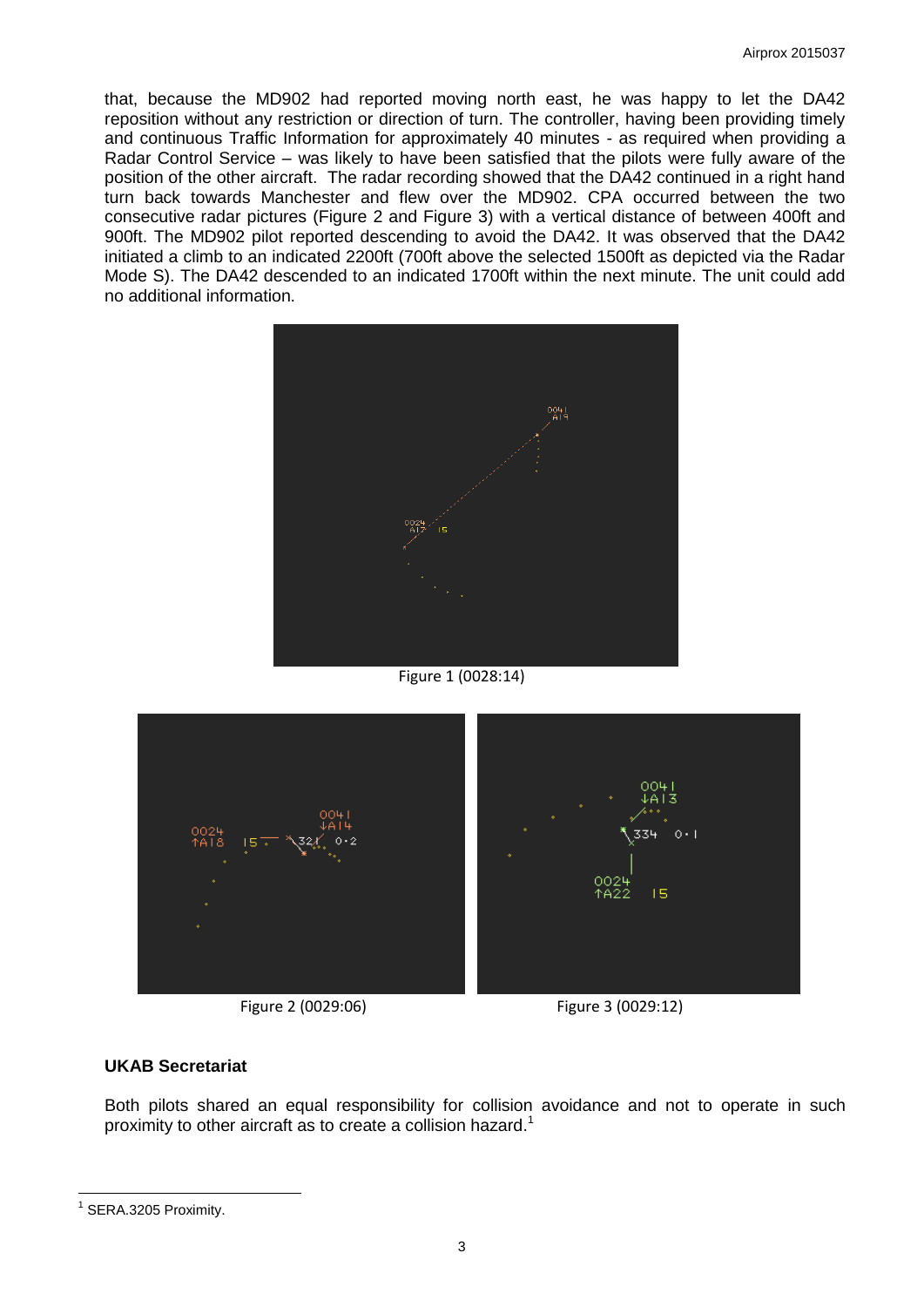that, because the MD902 had reported moving north east, he was happy to let the DA42 reposition without any restriction or direction of turn. The controller, having been providing timely and continuous Traffic Information for approximately 40 minutes - as required when providing a Radar Control Service – was likely to have been satisfied that the pilots were fully aware of the position of the other aircraft. The radar recording showed that the DA42 continued in a right hand turn back towards Manchester and flew over the MD902. CPA occurred between the two consecutive radar pictures (Figure 2 and Figure 3) with a vertical distance of between 400ft and 900ft. The MD902 pilot reported descending to avoid the DA42. It was observed that the DA42 initiated a climb to an indicated 2200ft (700ft above the selected 1500ft as depicted via the Radar Mode S). The DA42 descended to an indicated 1700ft within the next minute. The unit could add no additional information.

Figure 1 (0028:14)

Figure 2 (0029:06)

Figure 3 (0029:12)

### UKAB Secretariat

Both pilots shared an equal responsibility for collision avoidance and not to operate in such proximity to other aircraft as to create a collision hazard.[1]

[1] SERA.3205 Proximity.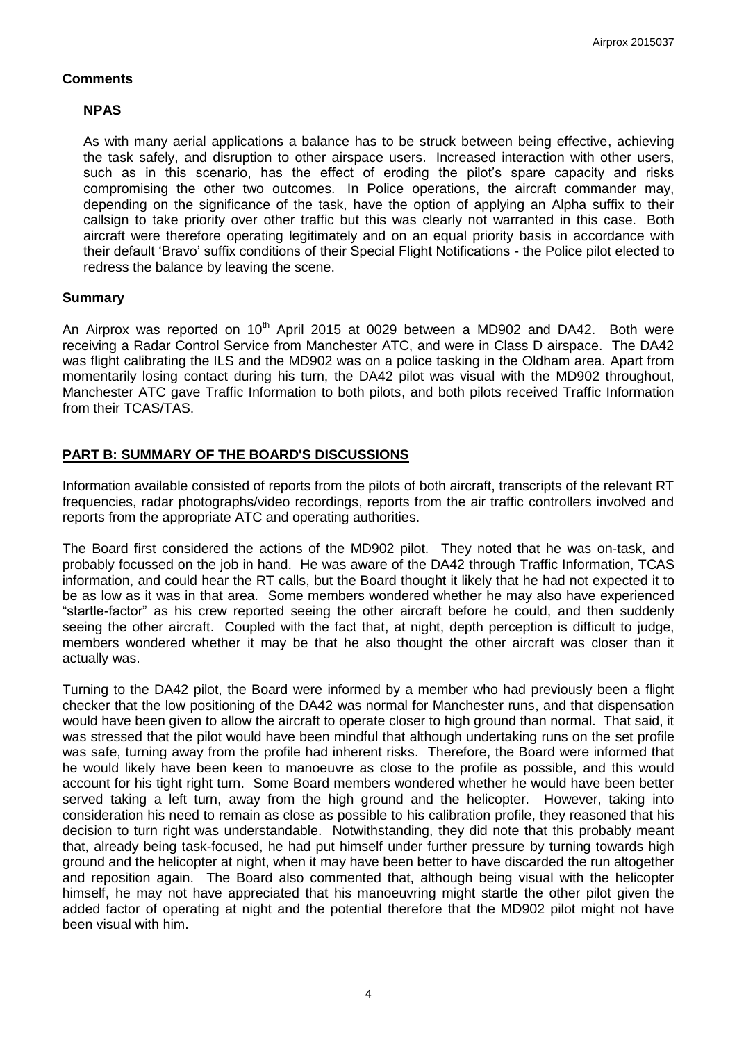## Comments

### NPAS

As with many aerial applications a balance has to be struck between being effective, achieving the task safely, and disruption to other airspace users. Increased interaction with other users, such as in this scenario, has the effect of eroding the pilot's spare capacity and risks compromising the other two outcomes. In Police operations, the aircraft commander may, depending on the significance of the task, have the option of applying an Alpha suffix to their callsign to take priority over other traffic but this was clearly not warranted in this case. Both aircraft were therefore operating legitimately and on an equal priority basis in accordance with their default 'Bravo' suffix conditions of their Special Flight Notifications - the Police pilot elected to redress the balance by leaving the scene.

## Summary

An Airprox was reported on 10th April 2015 at 0029 between a MD902 and DA42. Both were receiving a Radar Control Service from Manchester ATC, and were in Class D airspace. The DA42 was flight calibrating the ILS and the MD902 was on a police tasking in the Oldham area. Apart from momentarily losing contact during his turn, the DA42 pilot was visual with the MD902 throughout, Manchester ATC gave Traffic Information to both pilots, and both pilots received Traffic Information from their TCAS/TAS.

## PART B: SUMMARY OF THE BOARD'S DISCUSSIONS

Information available consisted of reports from the pilots of both aircraft, transcripts of the relevant RT frequencies, radar photographs/video recordings, reports from the air traffic controllers involved and reports from the appropriate ATC and operating authorities.

The Board first considered the actions of the MD902 pilot. They noted that he was on-task, and probably focussed on the job in hand. He was aware of the DA42 through Traffic Information, TCAS information, and could hear the RT calls, but the Board thought it likely that he had not expected it to be as low as it was in that area. Some members wondered whether he may also have experienced "startle-factor" as his crew reported seeing the other aircraft before he could, and then suddenly seeing the other aircraft. Coupled with the fact that, at night, depth perception is difficult to judge, members wondered whether it may be that he also thought the other aircraft was closer than it actually was.

Turning to the DA42 pilot, the Board were informed by a member who had previously been a flight checker that the low positioning of the DA42 was normal for Manchester runs, and that dispensation would have been given to allow the aircraft to operate closer to high ground than normal. That said, it was stressed that the pilot would have been mindful that although undertaking runs on the set profile was safe, turning away from the profile had inherent risks. Therefore, the Board were informed that he would likely have been keen to manoeuvre as close to the profile as possible, and this would account for his tight right turn. Some Board members wondered whether he would have been better served taking a left turn, away from the high ground and the helicopter. However, taking into consideration his need to remain as close as possible to his calibration profile, they reasoned that his decision to turn right was understandable. Notwithstanding, they did note that this probably meant that, already being task-focused, he had put himself under further pressure by turning towards high ground and the helicopter at night, when it may have been better to have discarded the run altogether and reposition again. The Board also commented that, although being visual with the helicopter himself, he may not have appreciated that his manoeuvring might startle the other pilot given the added factor of operating at night and the potential therefore that the MD902 pilot might not have been visual with him.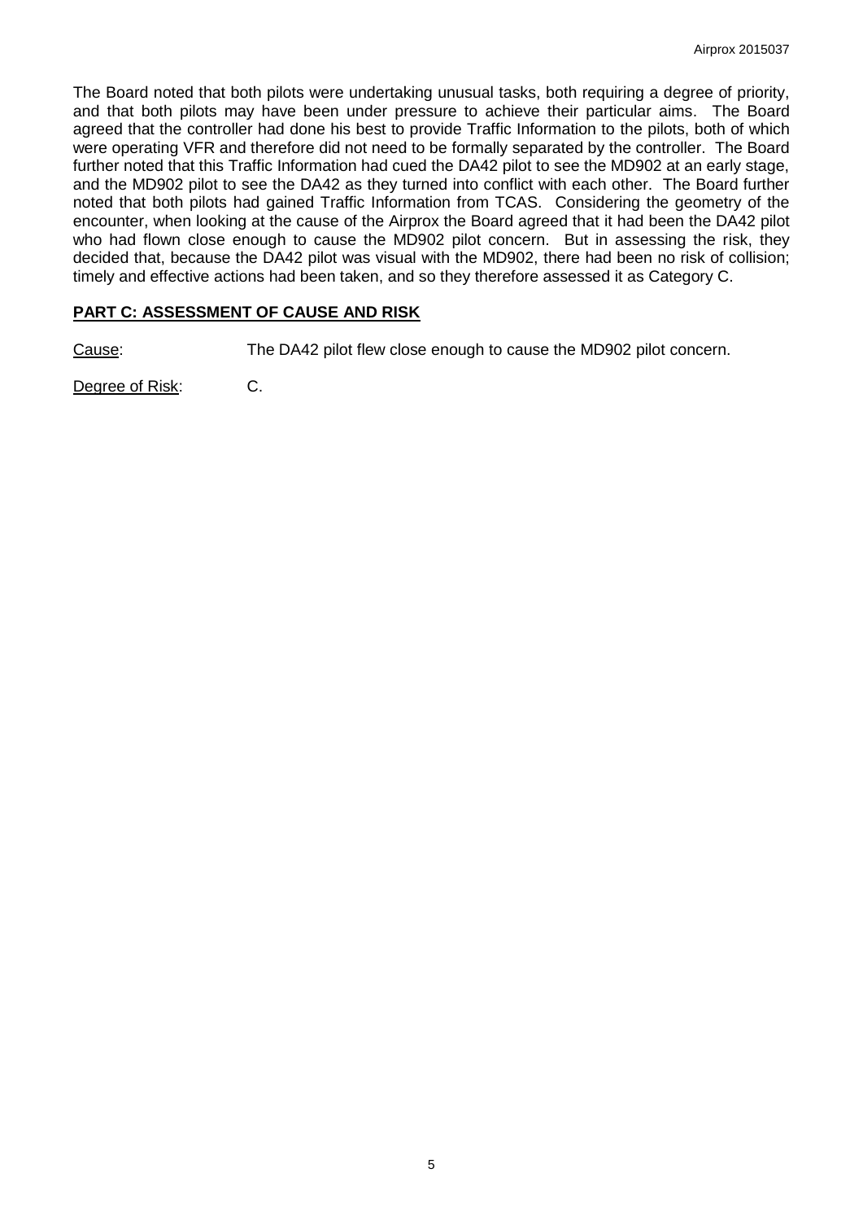The Board noted that both pilots were undertaking unusual tasks, both requiring a degree of priority, and that both pilots may have been under pressure to achieve their particular aims. The Board agreed that the controller had done his best to provide Traffic Information to the pilots, both of which were operating VFR and therefore did not need to be formally separated by the controller. The Board further noted that this Traffic Information had cued the DA42 pilot to see the MD902 at an early stage, and the MD902 pilot to see the DA42 as they turned into conflict with each other. The Board further noted that both pilots had gained Traffic Information from TCAS. Considering the geometry of the encounter, when looking at the cause of the Airprox the Board agreed that it had been the DA42 pilot who had flown close enough to cause the MD902 pilot concern. But in assessing the risk, they decided that, because the DA42 pilot was visual with the MD902, there had been no risk of collision; timely and effective actions had been taken, and so they therefore assessed it as Category C.

## PART C: ASSESSMENT OF CAUSE AND RISK

Cause: The DA42 pilot flew close enough to cause the MD902 pilot concern.

Degree of Risk: C.